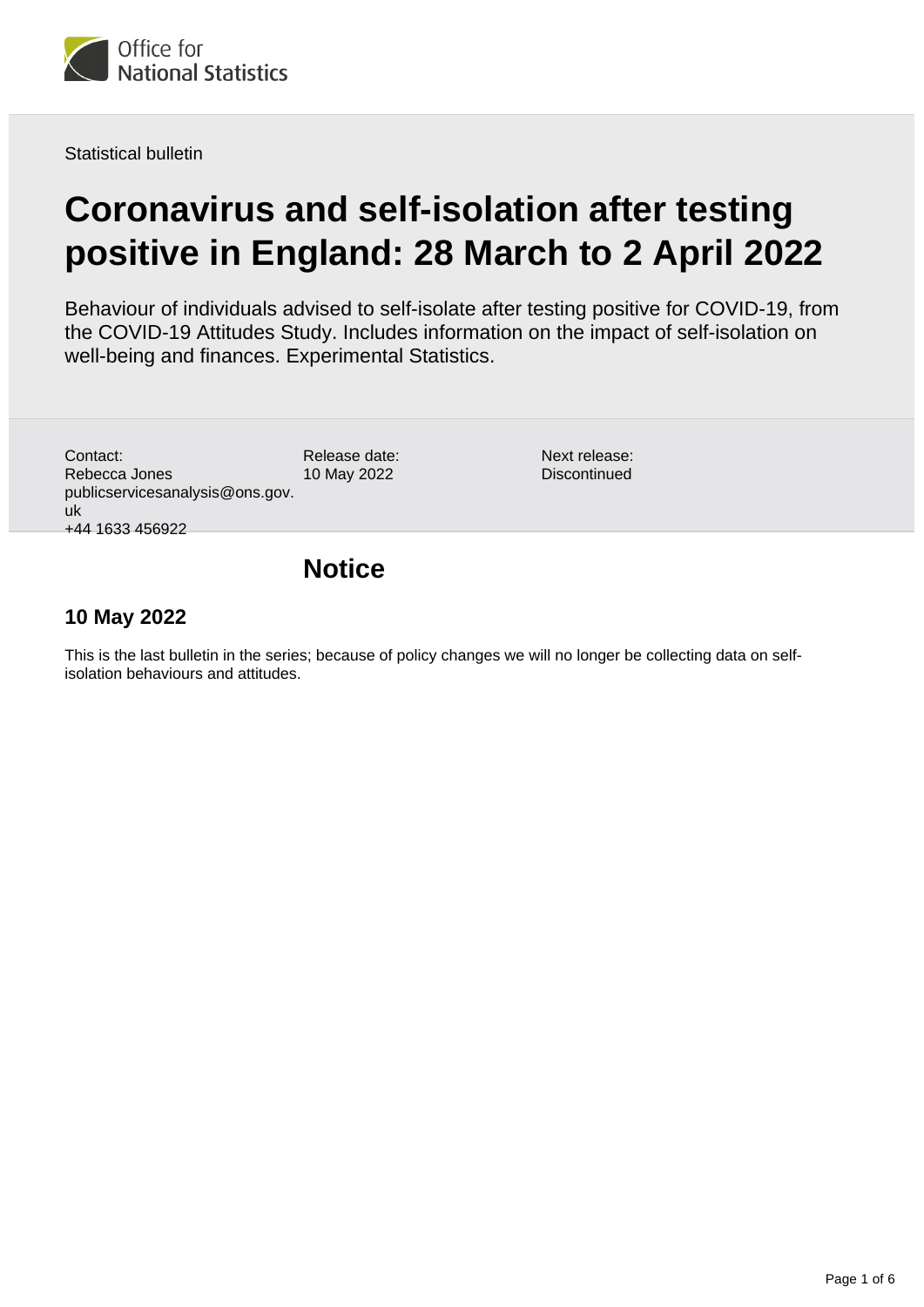Statistical bulletin

# Coronavirus and self-isolation after testing positive in England: 28 March to 2 April 2022

Behaviour of individuals advised to self-isolate after testing positive for COVID-19, from the COVID-19 Attitudes Study. Includes information on the impact of self-isolation on well-being and finances. Experimental Statistics.

Contact:
Rebecca Jones
publicservicesanalysis@ons.gov.uk
+44 1633 456922

Release date:
10 May 2022

Next release:
Discontinued

## Notice

### 10 May 2022

This is the last bulletin in the series; because of policy changes we will no longer be collecting data on self-isolation behaviours and attitudes.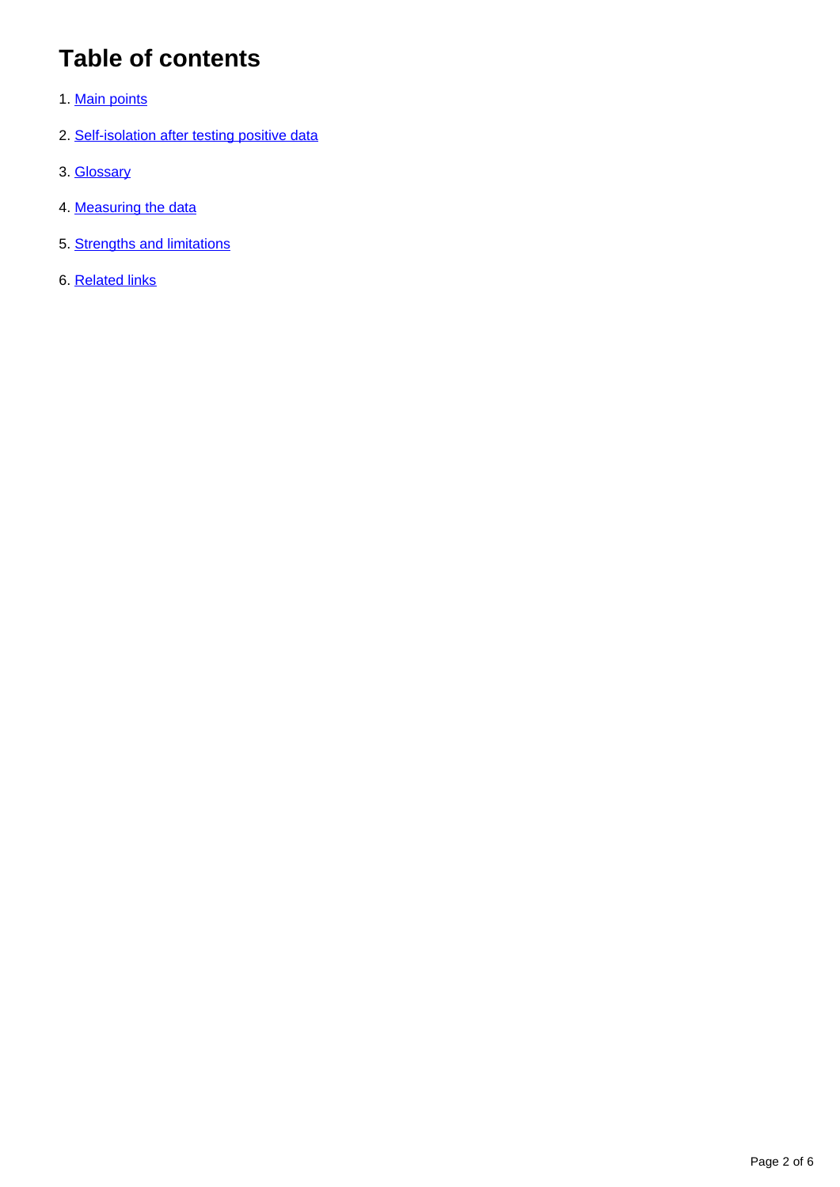## Table of contents

1. Main points
2. Self-isolation after testing positive data
3. Glossary
4. Measuring the data
5. Strengths and limitations
6. Related links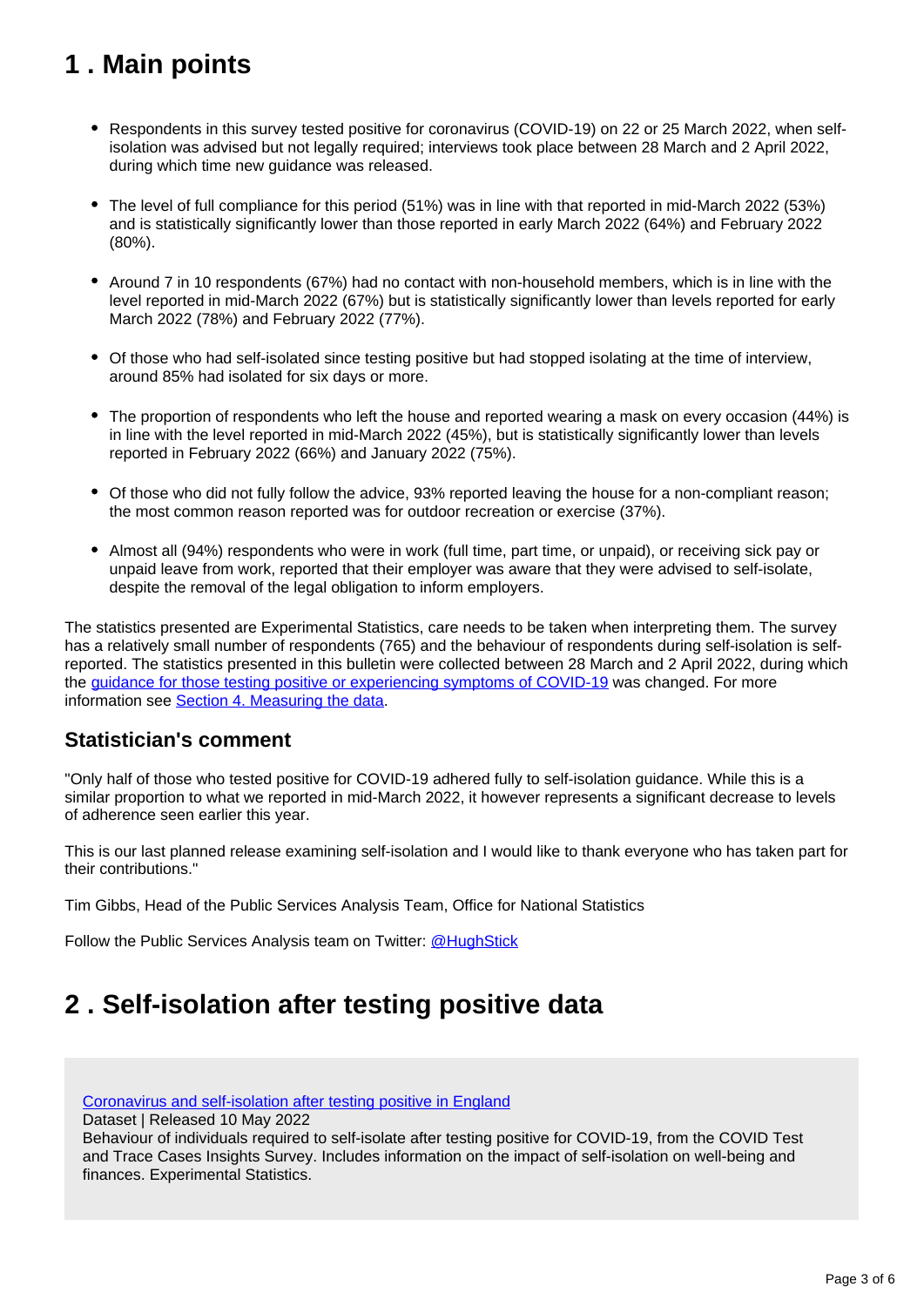# 1 . Main points

- Respondents in this survey tested positive for coronavirus (COVID-19) on 22 or 25 March 2022, when self-isolation was advised but not legally required; interviews took place between 28 March and 2 April 2022, during which time new guidance was released.
- The level of full compliance for this period (51%) was in line with that reported in mid-March 2022 (53%) and is statistically significantly lower than those reported in early March 2022 (64%) and February 2022 (80%).
- Around 7 in 10 respondents (67%) had no contact with non-household members, which is in line with the level reported in mid-March 2022 (67%) but is statistically significantly lower than levels reported for early March 2022 (78%) and February 2022 (77%).
- Of those who had self-isolated since testing positive but had stopped isolating at the time of interview, around 85% had isolated for six days or more.
- The proportion of respondents who left the house and reported wearing a mask on every occasion (44%) is in line with the level reported in mid-March 2022 (45%), but is statistically significantly lower than levels reported in February 2022 (66%) and January 2022 (75%).
- Of those who did not fully follow the advice, 93% reported leaving the house for a non-compliant reason; the most common reason reported was for outdoor recreation or exercise (37%).
- Almost all (94%) respondents who were in work (full time, part time, or unpaid), or receiving sick pay or unpaid leave from work, reported that their employer was aware that they were advised to self-isolate, despite the removal of the legal obligation to inform employers.

The statistics presented are Experimental Statistics, care needs to be taken when interpreting them. The survey has a relatively small number of respondents (765) and the behaviour of respondents during self-isolation is self-reported. The statistics presented in this bulletin were collected between 28 March and 2 April 2022, during which the [guidance for those testing positive or experiencing symptoms of COVID-19](#) was changed. For more information see [Section 4. Measuring the data](#).

## Statistician's comment

"Only half of those who tested positive for COVID-19 adhered fully to self-isolation guidance. While this is a similar proportion to what we reported in mid-March 2022, it however represents a significant decrease to levels of adherence seen earlier this year.

This is our last planned release examining self-isolation and I would like to thank everyone who has taken part for their contributions."

Tim Gibbs, Head of the Public Services Analysis Team, Office for National Statistics

Follow the Public Services Analysis team on Twitter: [@HughStick](#)

# 2 . Self-isolation after testing positive data

[Coronavirus and self-isolation after testing positive in England](#)
Dataset | Released 10 May 2022
Behaviour of individuals required to self-isolate after testing positive for COVID-19, from the COVID Test and Trace Cases Insights Survey. Includes information on the impact of self-isolation on well-being and finances. Experimental Statistics.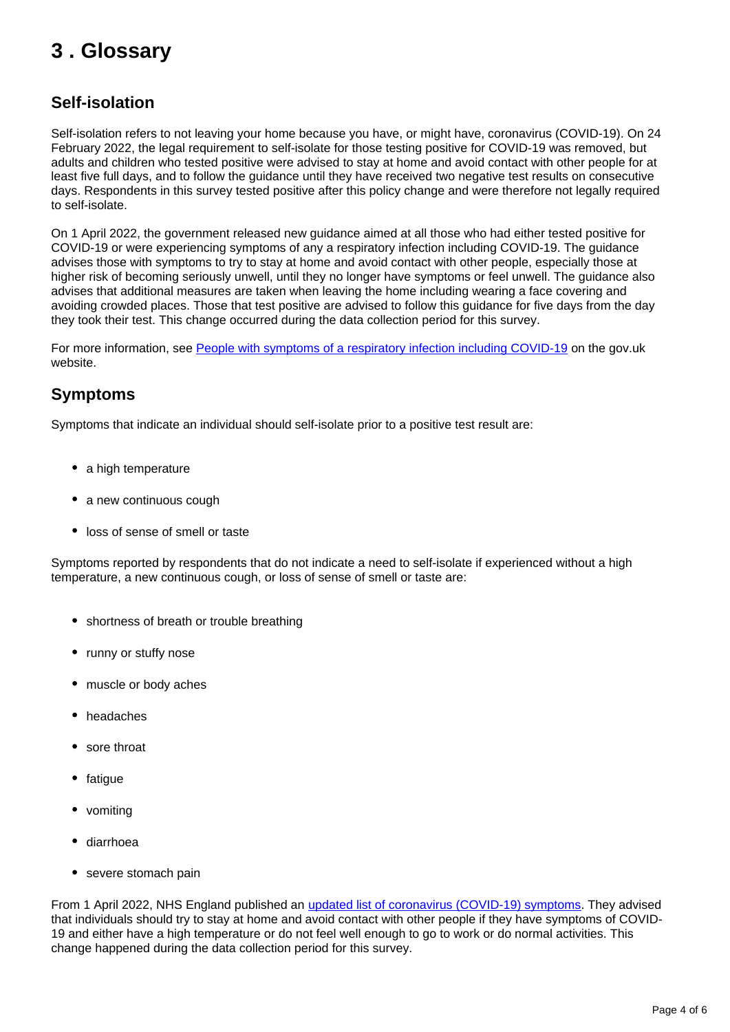## 3 . Glossary

### Self-isolation

Self-isolation refers to not leaving your home because you have, or might have, coronavirus (COVID-19). On 24 February 2022, the legal requirement to self-isolate for those testing positive for COVID-19 was removed, but adults and children who tested positive were advised to stay at home and avoid contact with other people for at least five full days, and to follow the guidance until they have received two negative test results on consecutive days. Respondents in this survey tested positive after this policy change and were therefore not legally required to self-isolate.

On 1 April 2022, the government released new guidance aimed at all those who had either tested positive for COVID-19 or were experiencing symptoms of any a respiratory infection including COVID-19. The guidance advises those with symptoms to try to stay at home and avoid contact with other people, especially those at higher risk of becoming seriously unwell, until they no longer have symptoms or feel unwell. The guidance also advises that additional measures are taken when leaving the home including wearing a face covering and avoiding crowded places. Those that test positive are advised to follow this guidance for five days from the day they took their test. This change occurred during the data collection period for this survey.

For more information, see [People with symptoms of a respiratory infection including COVID-19](#) on the gov.uk website.

### Symptoms

Symptoms that indicate an individual should self-isolate prior to a positive test result are:

- a high temperature
- a new continuous cough
- loss of sense of smell or taste

Symptoms reported by respondents that do not indicate a need to self-isolate if experienced without a high temperature, a new continuous cough, or loss of sense of smell or taste are:

- shortness of breath or trouble breathing
- runny or stuffy nose
- muscle or body aches
- headaches
- sore throat
- fatigue
- vomiting
- diarrhoea
- severe stomach pain

From 1 April 2022, NHS England published an [updated list of coronavirus (COVID-19) symptoms](#). They advised that individuals should try to stay at home and avoid contact with other people if they have symptoms of COVID-19 and either have a high temperature or do not feel well enough to go to work or do normal activities. This change happened during the data collection period for this survey.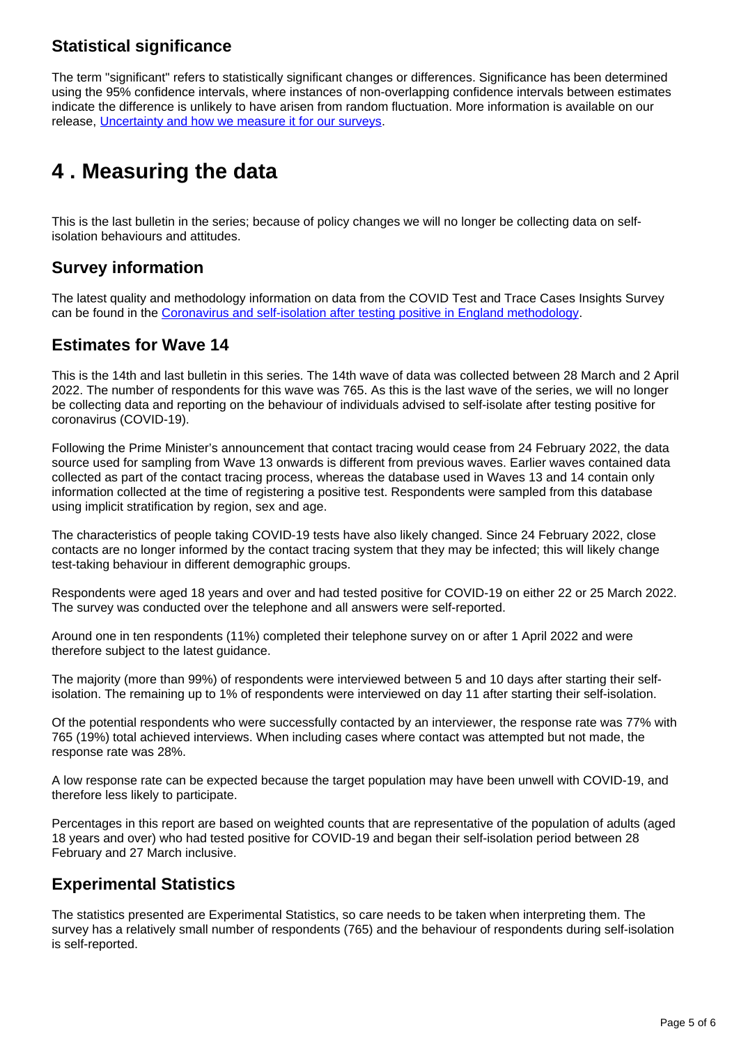### Statistical significance

The term "significant" refers to statistically significant changes or differences. Significance has been determined using the 95% confidence intervals, where instances of non-overlapping confidence intervals between estimates indicate the difference is unlikely to have arisen from random fluctuation. More information is available on our release, [Uncertainty and how we measure it for our surveys](#).

## 4 . Measuring the data

This is the last bulletin in the series; because of policy changes we will no longer be collecting data on self-isolation behaviours and attitudes.

### Survey information

The latest quality and methodology information on data from the COVID Test and Trace Cases Insights Survey can be found in the [Coronavirus and self-isolation after testing positive in England methodology](#).

### Estimates for Wave 14

This is the 14th and last bulletin in this series. The 14th wave of data was collected between 28 March and 2 April 2022. The number of respondents for this wave was 765. As this is the last wave of the series, we will no longer be collecting data and reporting on the behaviour of individuals advised to self-isolate after testing positive for coronavirus (COVID-19).

Following the Prime Minister's announcement that contact tracing would cease from 24 February 2022, the data source used for sampling from Wave 13 onwards is different from previous waves. Earlier waves contained data collected as part of the contact tracing process, whereas the database used in Waves 13 and 14 contain only information collected at the time of registering a positive test. Respondents were sampled from this database using implicit stratification by region, sex and age.

The characteristics of people taking COVID-19 tests have also likely changed. Since 24 February 2022, close contacts are no longer informed by the contact tracing system that they may be infected; this will likely change test-taking behaviour in different demographic groups.

Respondents were aged 18 years and over and had tested positive for COVID-19 on either 22 or 25 March 2022. The survey was conducted over the telephone and all answers were self-reported.

Around one in ten respondents (11%) completed their telephone survey on or after 1 April 2022 and were therefore subject to the latest guidance.

The majority (more than 99%) of respondents were interviewed between 5 and 10 days after starting their self-isolation. The remaining up to 1% of respondents were interviewed on day 11 after starting their self-isolation.

Of the potential respondents who were successfully contacted by an interviewer, the response rate was 77% with 765 (19%) total achieved interviews. When including cases where contact was attempted but not made, the response rate was 28%.

A low response rate can be expected because the target population may have been unwell with COVID-19, and therefore less likely to participate.

Percentages in this report are based on weighted counts that are representative of the population of adults (aged 18 years and over) who had tested positive for COVID-19 and began their self-isolation period between 28 February and 27 March inclusive.

### Experimental Statistics

The statistics presented are Experimental Statistics, so care needs to be taken when interpreting them. The survey has a relatively small number of respondents (765) and the behaviour of respondents during self-isolation is self-reported.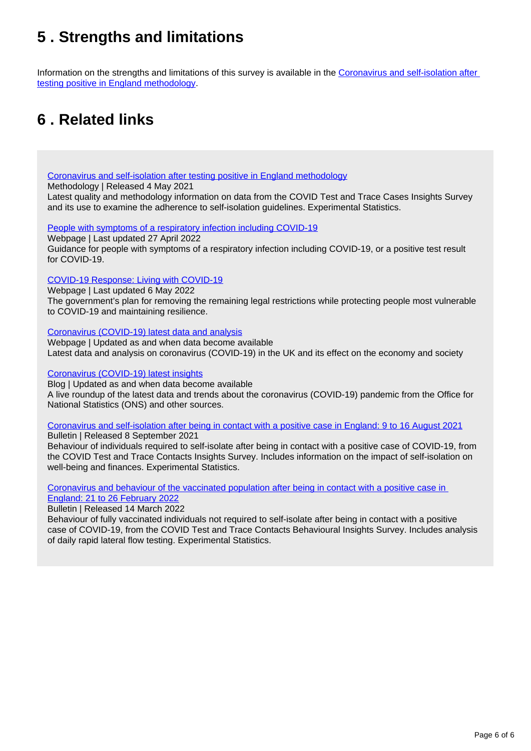## 5 . Strengths and limitations

Information on the strengths and limitations of this survey is available in the [Coronavirus and self-isolation after testing positive in England methodology](#).

## 6 . Related links

[Coronavirus and self-isolation after testing positive in England methodology](#)
Methodology | Released 4 May 2021
Latest quality and methodology information on data from the COVID Test and Trace Cases Insights Survey and its use to examine the adherence to self-isolation guidelines. Experimental Statistics.

[People with symptoms of a respiratory infection including COVID-19](#)
Webpage | Last updated 27 April 2022
Guidance for people with symptoms of a respiratory infection including COVID-19, or a positive test result for COVID-19.

[COVID-19 Response: Living with COVID-19](#)
Webpage | Last updated 6 May 2022
The government's plan for removing the remaining legal restrictions while protecting people most vulnerable to COVID-19 and maintaining resilience.

[Coronavirus (COVID-19) latest data and analysis](#)
Webpage | Updated as and when data become available
Latest data and analysis on coronavirus (COVID-19) in the UK and its effect on the economy and society

[Coronavirus (COVID-19) latest insights](#)
Blog | Updated as and when data become available
A live roundup of the latest data and trends about the coronavirus (COVID-19) pandemic from the Office for National Statistics (ONS) and other sources.

[Coronavirus and self-isolation after being in contact with a positive case in England: 9 to 16 August 2021](#)
Bulletin | Released 8 September 2021
Behaviour of individuals required to self-isolate after being in contact with a positive case of COVID-19, from the COVID Test and Trace Contacts Insights Survey. Includes information on the impact of self-isolation on well-being and finances. Experimental Statistics.

[Coronavirus and behaviour of the vaccinated population after being in contact with a positive case in England: 21 to 26 February 2022](#)
Bulletin | Released 14 March 2022
Behaviour of fully vaccinated individuals not required to self-isolate after being in contact with a positive case of COVID-19, from the COVID Test and Trace Contacts Behavioural Insights Survey. Includes analysis of daily rapid lateral flow testing. Experimental Statistics.